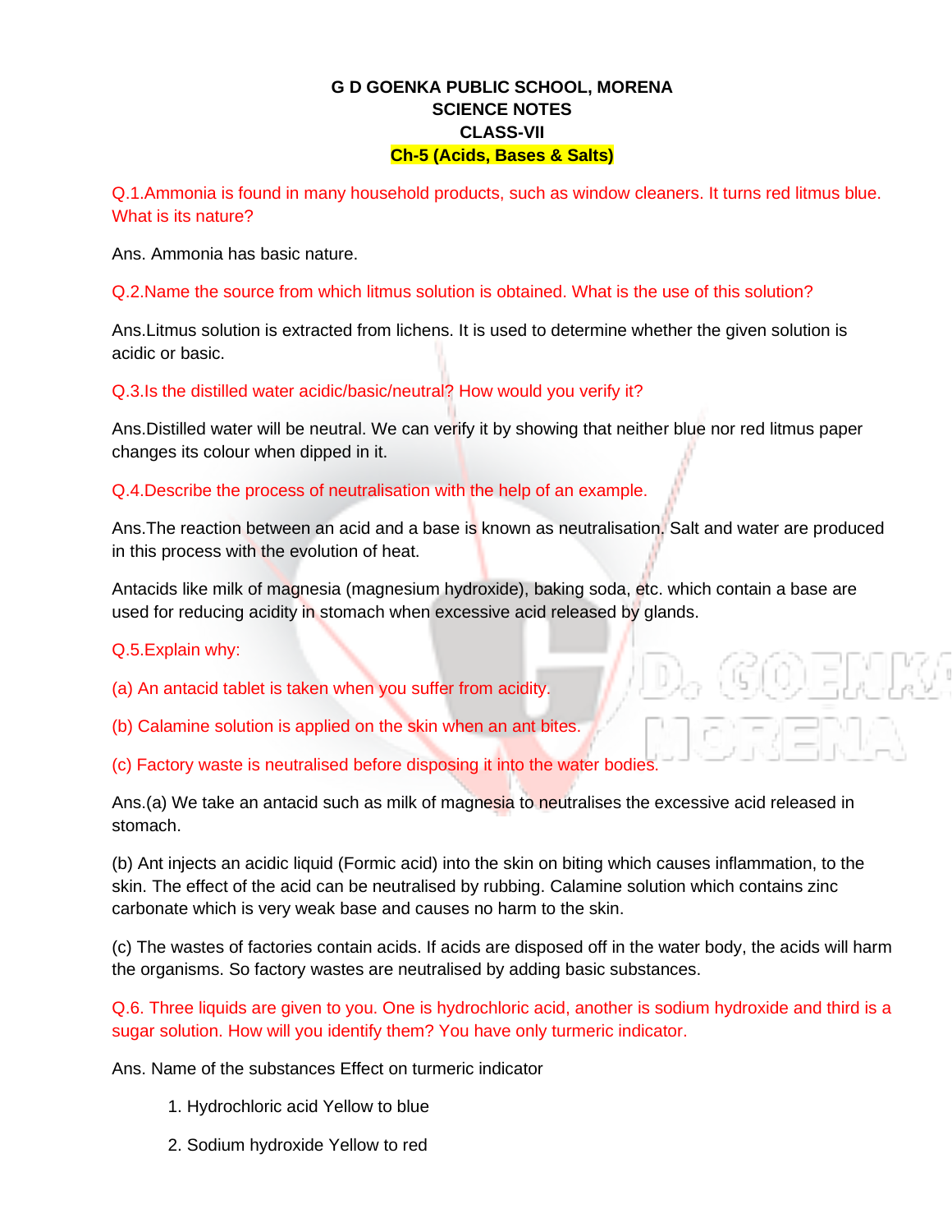# G D GOENKA PUBLIC SCHOOL, MORENA

## SCIENCE NOTES

## CLASS-VII

## Ch-5 (Acids, Bases & Salts)

Q.1.Ammonia is found in many household products, such as window cleaners. It turns red litmus blue. What is its nature?

Ans. Ammonia has basic nature.

Q.2.Name the source from which litmus solution is obtained. What is the use of this solution?

Ans.Litmus solution is extracted from lichens. It is used to determine whether the given solution is acidic or basic.

Q.3.Is the distilled water acidic/basic/neutral? How would you verify it?

Ans.Distilled water will be neutral. We can verify it by showing that neither blue nor red litmus paper changes its colour when dipped in it.

Q.4.Describe the process of neutralisation with the help of an example.

Ans.The reaction between an acid and a base is known as neutralisation. Salt and water are produced in this process with the evolution of heat.

Antacids like milk of magnesia (magnesium hydroxide), baking soda, etc. which contain a base are used for reducing acidity in stomach when excessive acid released by glands.

Q.5.Explain why:

(a) An antacid tablet is taken when you suffer from acidity.

(b) Calamine solution is applied on the skin when an ant bites.

(c) Factory waste is neutralised before disposing it into the water bodies.

Ans.(a) We take an antacid such as milk of magnesia to neutralises the excessive acid released in stomach.

(b) Ant injects an acidic liquid (Formic acid) into the skin on biting which causes inflammation, to the skin. The effect of the acid can be neutralised by rubbing. Calamine solution which contains zinc carbonate which is very weak base and causes no harm to the skin.

(c) The wastes of factories contain acids. If acids are disposed off in the water body, the acids will harm the organisms. So factory wastes are neutralised by adding basic substances.

Q.6. Three liquids are given to you. One is hydrochloric acid, another is sodium hydroxide and third is a sugar solution. How will you identify them? You have only turmeric indicator.

Ans. Name of the substances Effect on turmeric indicator

1. Hydrochloric acid Yellow to blue
2. Sodium hydroxide Yellow to red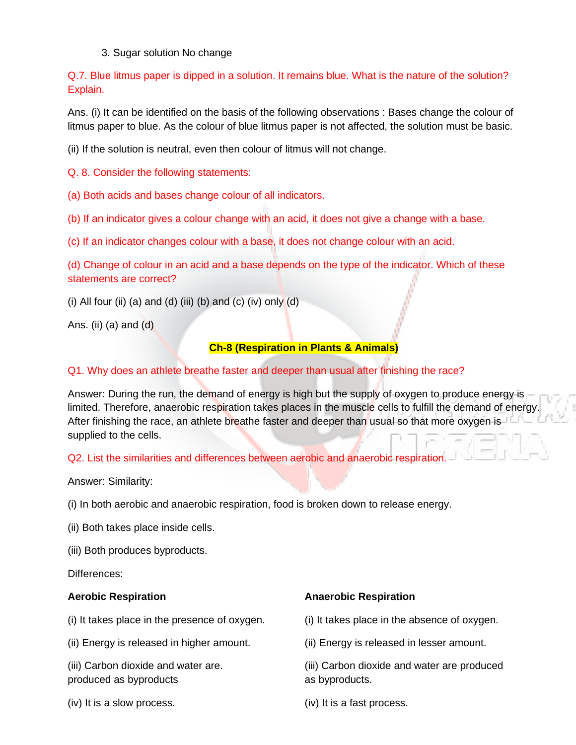3. Sugar solution No change

Q.7. Blue litmus paper is dipped in a solution. It remains blue. What is the nature of the solution? Explain.

Ans. (i) It can be identified on the basis of the following observations : Bases change the colour of litmus paper to blue. As the colour of blue litmus paper is not affected, the solution must be basic.

(ii) If the solution is neutral, even then colour of litmus will not change.

Q. 8. Consider the following statements:

(a) Both acids and bases change colour of all indicators.

(b) If an indicator gives a colour change with an acid, it does not give a change with a base.

(c) If an indicator changes colour with a base, it does not change colour with an acid.

(d) Change of colour in an acid and a base depends on the type of the indicator. Which of these statements are correct?

(i) All four (ii) (a) and (d) (iii) (b) and (c) (iv) only (d)

Ans. (ii) (a) and (d)

## Ch-8 (Respiration in Plants & Animals)

Q1. Why does an athlete breathe faster and deeper than usual after finishing the race?

Answer: During the run, the demand of energy is high but the supply of oxygen to produce energy is limited. Therefore, anaerobic respiration takes places in the muscle cells to fulfill the demand of energy. After finishing the race, an athlete breathe faster and deeper than usual so that more oxygen is supplied to the cells.

Q2. List the similarities and differences between aerobic and anaerobic respiration.

Answer: Similarity:

(i) In both aerobic and anaerobic respiration, food is broken down to release energy.

(ii) Both takes place inside cells.

(iii) Both produces byproducts.

Differences:

| **Aerobic Respiration** | **Anaerobic Respiration** |
|---|---|
| (i) It takes place in the presence of oxygen. | (i) It takes place in the absence of oxygen. |
| (ii) Energy is released in higher amount. | (ii) Energy is released in lesser amount. |
| (iii) Carbon dioxide and water are. produced as byproducts | (iii) Carbon dioxide and water are produced as byproducts. |
| (iv) It is a slow process. | (iv) It is a fast process. |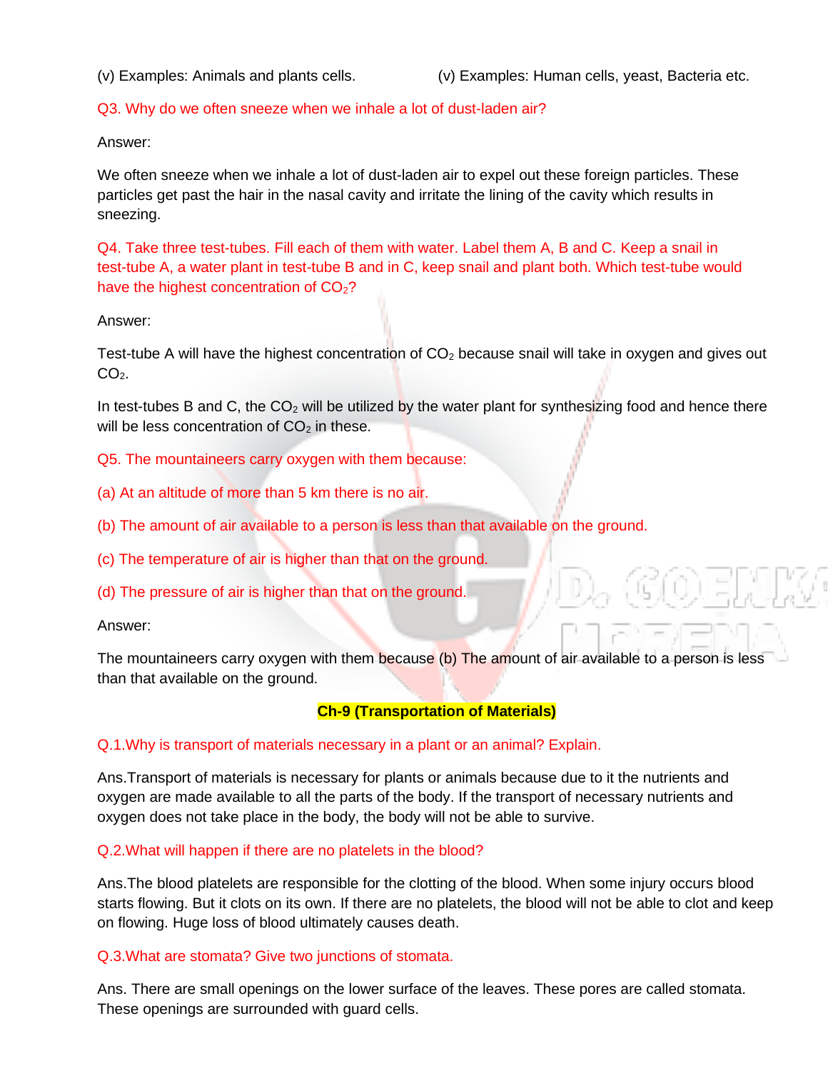(v) Examples: Animals and plants cells. (v) Examples: Human cells, yeast, Bacteria etc.

Q3. Why do we often sneeze when we inhale a lot of dust-laden air?

Answer:

We often sneeze when we inhale a lot of dust-laden air to expel out these foreign particles. These particles get past the hair in the nasal cavity and irritate the lining of the cavity which results in sneezing.

Q4. Take three test-tubes. Fill each of them with water. Label them A, B and C. Keep a snail in test-tube A, a water plant in test-tube B and in C, keep snail and plant both. Which test-tube would have the highest concentration of $CO_2$?

Answer:

Test-tube A will have the highest concentration of $CO_2$ because snail will take in oxygen and gives out $CO_2$.

In test-tubes B and C, the $CO_2$ will be utilized by the water plant for synthesizing food and hence there will be less concentration of $CO_2$ in these.

Q5. The mountaineers carry oxygen with them because:

(a) At an altitude of more than 5 km there is no air.

(b) The amount of air available to a person is less than that available on the ground.

(c) The temperature of air is higher than that on the ground.

(d) The pressure of air is higher than that on the ground.

Answer:

The mountaineers carry oxygen with them because (b) The amount of air available to a person is less than that available on the ground.

## Ch-9 (Transportation of Materials)

Q.1.Why is transport of materials necessary in a plant or an animal? Explain.

Ans.Transport of materials is necessary for plants or animals because due to it the nutrients and oxygen are made available to all the parts of the body. If the transport of necessary nutrients and oxygen does not take place in the body, the body will not be able to survive.

Q.2.What will happen if there are no platelets in the blood?

Ans.The blood platelets are responsible for the clotting of the blood. When some injury occurs blood starts flowing. But it clots on its own. If there are no platelets, the blood will not be able to clot and keep on flowing. Huge loss of blood ultimately causes death.

Q.3.What are stomata? Give two junctions of stomata.

Ans. There are small openings on the lower surface of the leaves. These pores are called stomata. These openings are surrounded with guard cells.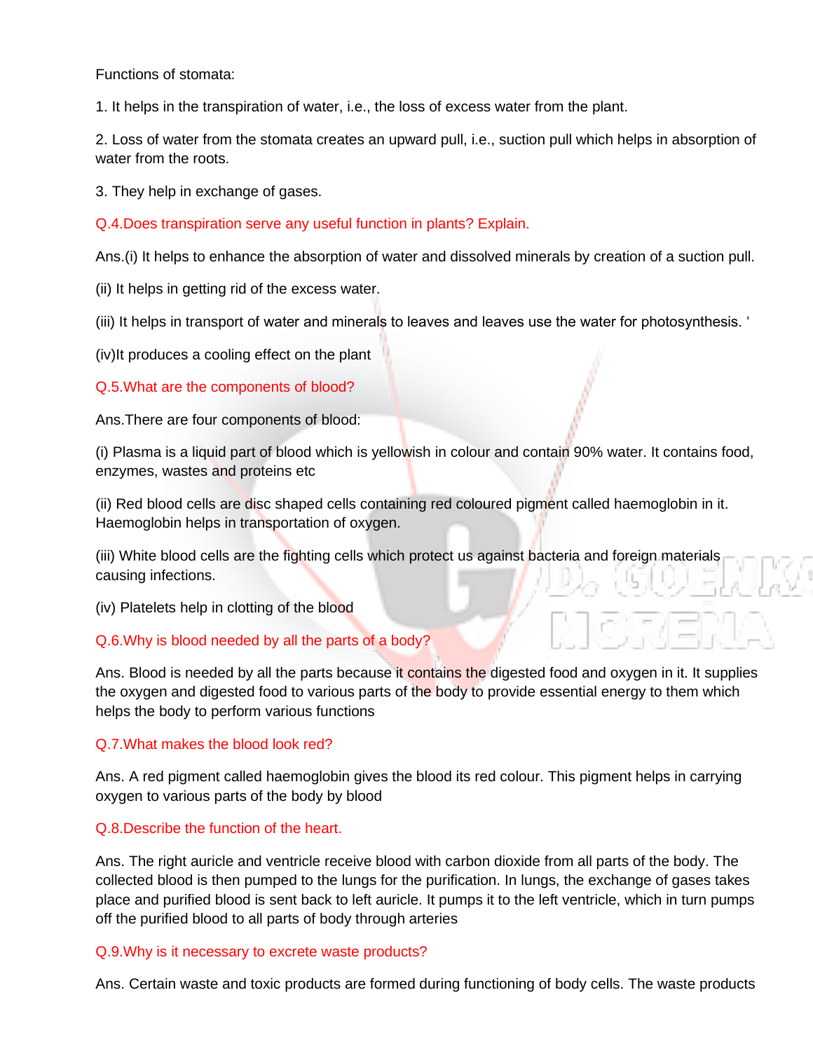Functions of stomata:

1. It helps in the transpiration of water, i.e., the loss of excess water from the plant.

2. Loss of water from the stomata creates an upward pull, i.e., suction pull which helps in absorption of water from the roots.

3. They help in exchange of gases.

**Q.4.Does transpiration serve any useful function in plants? Explain.**

Ans.(i) It helps to enhance the absorption of water and dissolved minerals by creation of a suction pull.

(ii) It helps in getting rid of the excess water.

(iii) It helps in transport of water and minerals to leaves and leaves use the water for photosynthesis. ‘

(iv)It produces a cooling effect on the plant

**Q.5.What are the components of blood?**

Ans.There are four components of blood:

(i) Plasma is a liquid part of blood which is yellowish in colour and contain 90% water. It contains food, enzymes, wastes and proteins etc

(ii) Red blood cells are disc shaped cells containing red coloured pigment called haemoglobin in it. Haemoglobin helps in transportation of oxygen.

(iii) White blood cells are the fighting cells which protect us against bacteria and foreign materials causing infections.

(iv) Platelets help in clotting of the blood

**Q.6.Why is blood needed by all the parts of a body?**

Ans. Blood is needed by all the parts because it contains the digested food and oxygen in it. It supplies the oxygen and digested food to various parts of the body to provide essential energy to them which helps the body to perform various functions

**Q.7.What makes the blood look red?**

Ans. A red pigment called haemoglobin gives the blood its red colour. This pigment helps in carrying oxygen to various parts of the body by blood

**Q.8.Describe the function of the heart.**

Ans. The right auricle and ventricle receive blood with carbon dioxide from all parts of the body. The collected blood is then pumped to the lungs for the purification. In lungs, the exchange of gases takes place and purified blood is sent back to left auricle. It pumps it to the left ventricle, which in turn pumps off the purified blood to all parts of body through arteries

**Q.9.Why is it necessary to excrete waste products?**

Ans. Certain waste and toxic products are formed during functioning of body cells. The waste products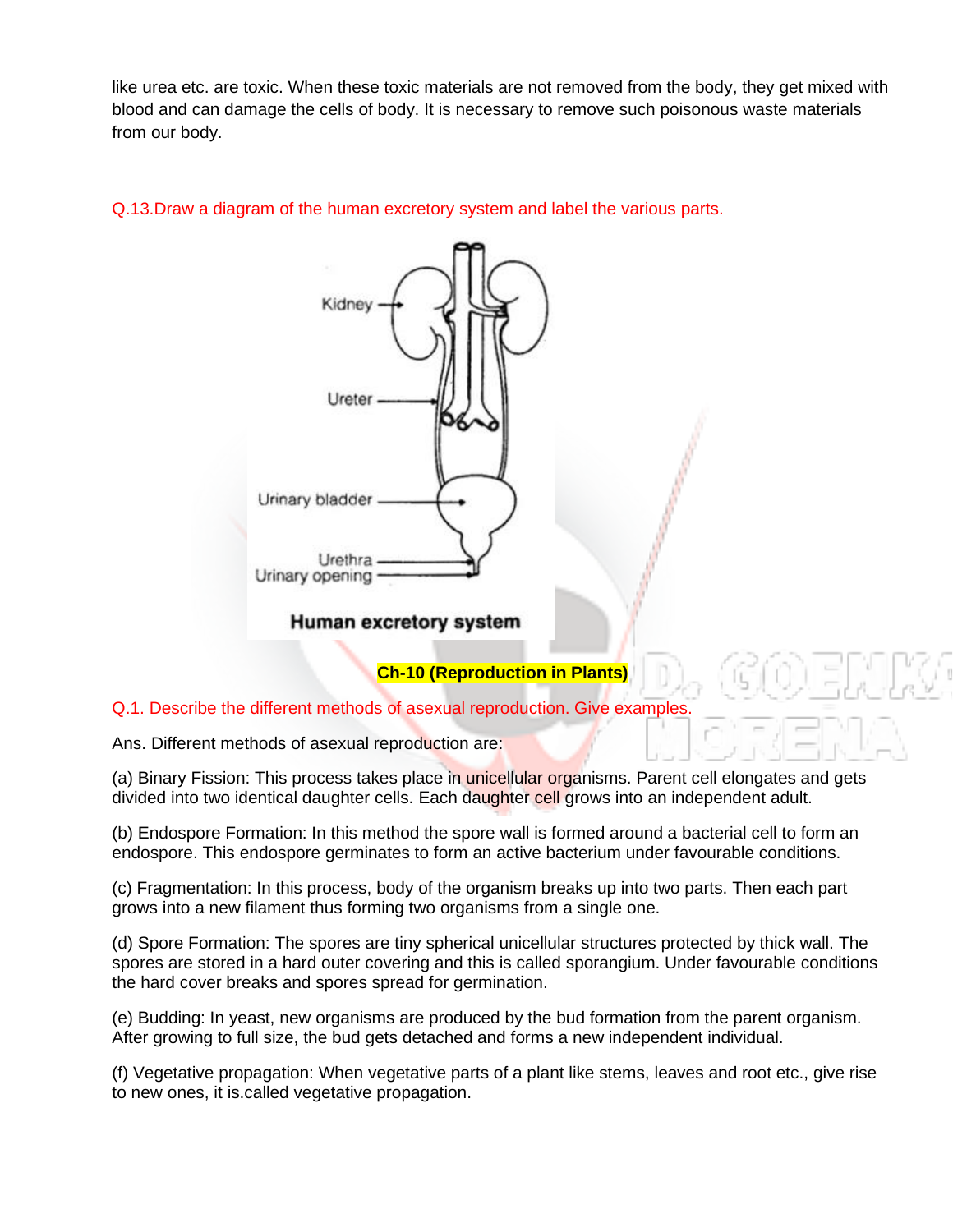like urea etc. are toxic. When these toxic materials are not removed from the body, they get mixed with blood and can damage the cells of body. It is necessary to remove such poisonous waste materials from our body.

Q.13.Draw a diagram of the human excretory system and label the various parts.

Kidney

Ureter

Urinary bladder

Urethra

Urinary opening

**Human excretory system**

## Ch-10 (Reproduction in Plants)

Q.1. Describe the different methods of asexual reproduction. Give examples.

Ans. Different methods of asexual reproduction are:

(a) Binary Fission: This process takes place in unicellular organisms. Parent cell elongates and gets divided into two identical daughter cells. Each daughter cell grows into an independent adult.

(b) Endospore Formation: In this method the spore wall is formed around a bacterial cell to form an endospore. This endospore germinates to form an active bacterium under favourable conditions.

(c) Fragmentation: In this process, body of the organism breaks up into two parts. Then each part grows into a new filament thus forming two organisms from a single one.

(d) Spore Formation: The spores are tiny spherical unicellular structures protected by thick wall. The spores are stored in a hard outer covering and this is called sporangium. Under favourable conditions the hard cover breaks and spores spread for germination.

(e) Budding: In yeast, new organisms are produced by the bud formation from the parent organism. After growing to full size, the bud gets detached and forms a new independent individual.

(f) Vegetative propagation: When vegetative parts of a plant like stems, leaves and root etc., give rise to new ones, it is.called vegetative propagation.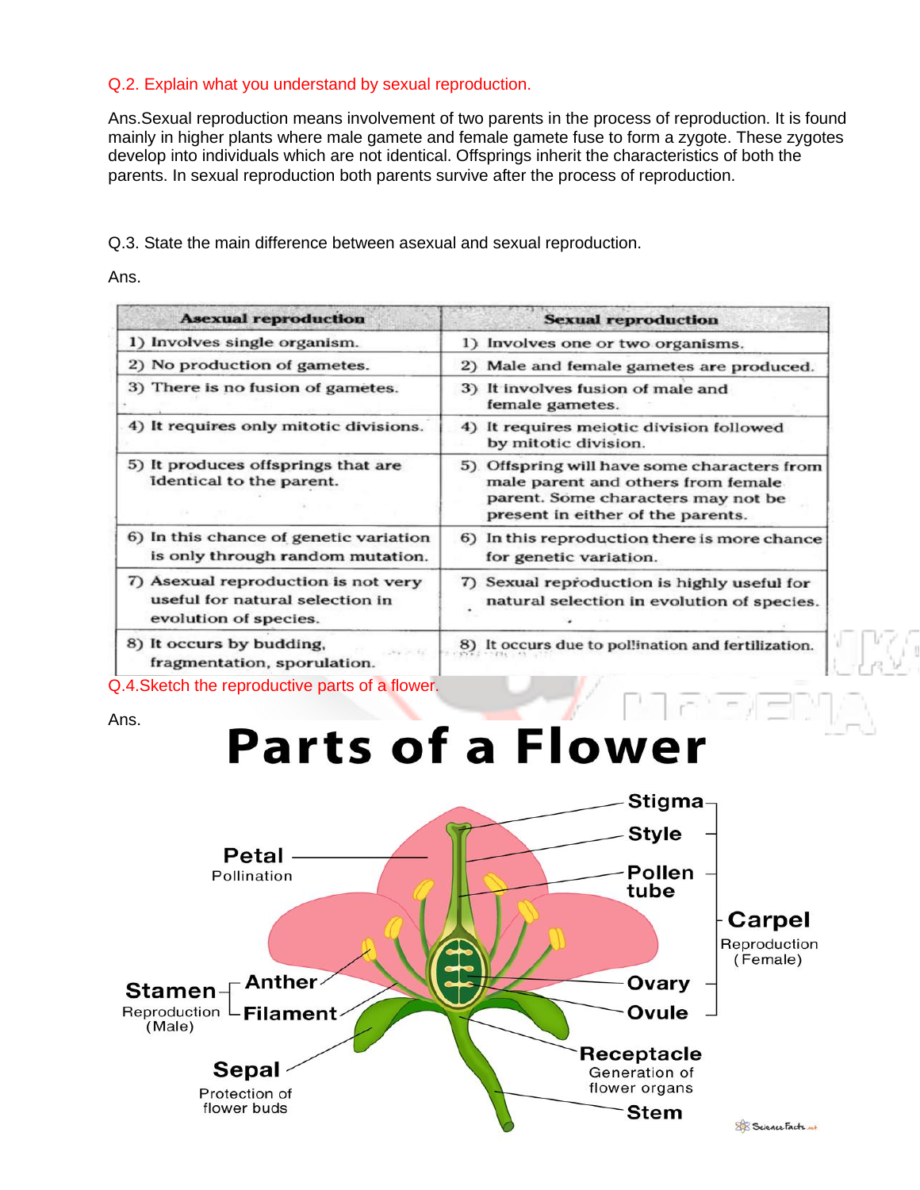Q.2. Explain what you understand by sexual reproduction.

Ans. Sexual reproduction means involvement of two parents in the process of reproduction. It is found mainly in higher plants where male gamete and female gamete fuse to form a zygote. These zygotes develop into individuals which are not identical. Offsprings inherit the characteristics of both the parents. In sexual reproduction both parents survive after the process of reproduction.

Q.3. State the main difference between asexual and sexual reproduction.

Ans.

| Asexual reproduction | Sexual reproduction |
|---|---|
| 1) Involves single organism. | 1) Involves one or two organisms. |
| 2) No production of gametes. | 2) Male and female gametes are produced. |
| 3) There is no fusion of gametes. | 3) It involves fusion of male and female gametes. |
| 4) It requires only mitotic divisions. | 4) It requires meiotic division followed by mitotic division. |
| 5) It produces offsprings that are identical to the parent. | 5) Offspring will have some characters from male parent and others from female parent. Some characters may not be present in either of the parents. |
| 6) In this chance of genetic variation is only through random mutation. | 6) In this reproduction there is more chance for genetic variation. |
| 7) Asexual reproduction is not very useful for natural selection in evolution of species. | 7) Sexual reproduction is highly useful for natural selection in evolution of species. |
| 8) It occurs by budding, fragmentation, sporulation. | 8) It occurs due to pollination and fertilization. |

Q.4. Sketch the reproductive parts of a flower.

Ans.

# Parts of a Flower

- Petal – Pollination
- Stamen – Reproduction (Male): Anther, Filament
- Sepal – Protection of flower buds
- Carpel – Reproduction (Female): Stigma, Style, Pollen tube, Ovary, Ovule
- Receptacle – Generation of flower organs
- Stem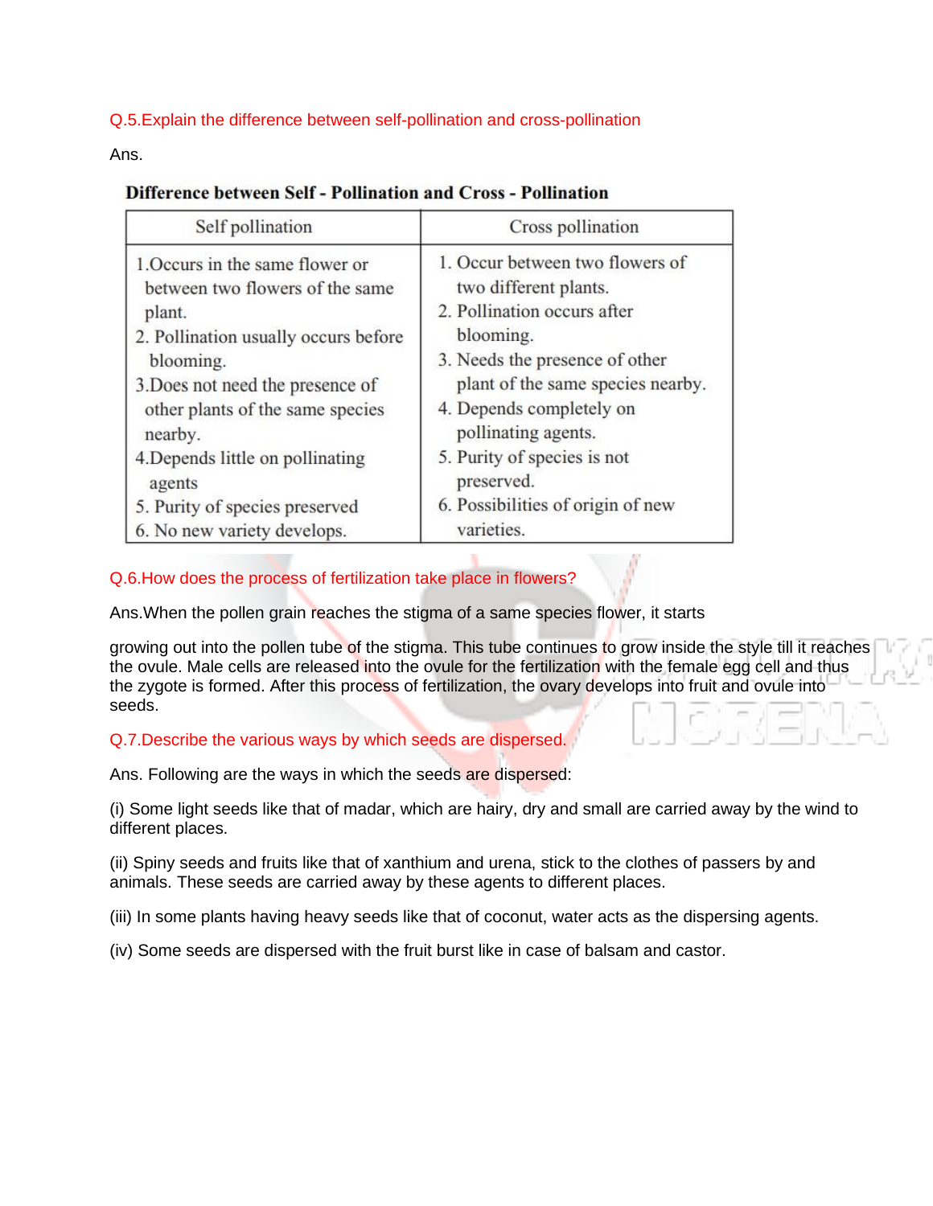Q.5.Explain the difference between self-pollination and cross-pollination

Ans.

**Difference between Self - Pollination and Cross - Pollination**

| Self pollination | Cross pollination |
|---|---|
| 1.Occurs in the same flower or between two flowers of the same plant. | 1. Occur between two flowers of two different plants. |
| 2. Pollination usually occurs before blooming. | 2. Pollination occurs after blooming. |
| 3.Does not need the presence of other plants of the same species nearby. | 3. Needs the presence of other plant of the same species nearby. |
| 4.Depends little on pollinating agents | 4. Depends completely on pollinating agents. |
| 5. Purity of species preserved | 5. Purity of species is not preserved. |
| 6. No new variety develops. | 6. Possibilities of origin of new varieties. |

Q.6.How does the process of fertilization take place in flowers?

Ans.When the pollen grain reaches the stigma of a same species flower, it starts

growing out into the pollen tube of the stigma. This tube continues to grow inside the style till it reaches the ovule. Male cells are released into the ovule for the fertilization with the female egg cell and thus the zygote is formed. After this process of fertilization, the ovary develops into fruit and ovule into seeds.

Q.7.Describe the various ways by which seeds are dispersed.

Ans. Following are the ways in which the seeds are dispersed:

(i) Some light seeds like that of madar, which are hairy, dry and small are carried away by the wind to different places.

(ii) Spiny seeds and fruits like that of xanthium and urena, stick to the clothes of passers by and animals. These seeds are carried away by these agents to different places.

(iii) In some plants having heavy seeds like that of coconut, water acts as the dispersing agents.

(iv) Some seeds are dispersed with the fruit burst like in case of balsam and castor.